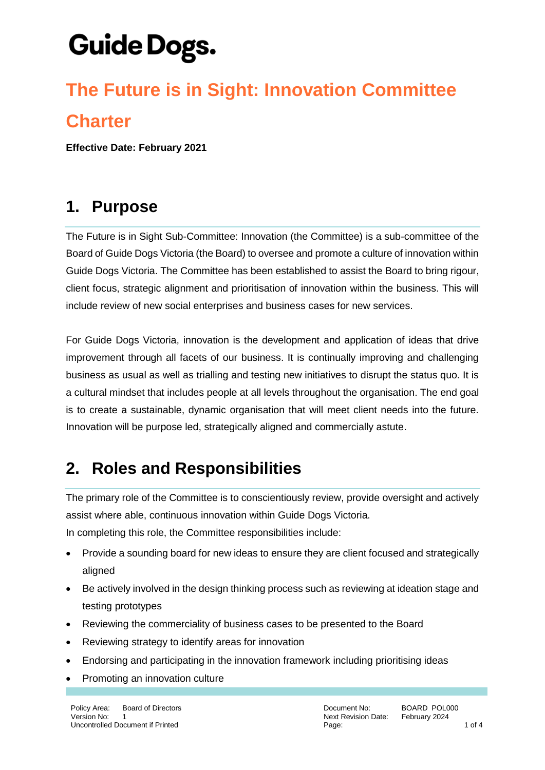# Guide Dogs.

# The Future is in Sight: Innovation Committee Charter

**Effective Date: February 2021**

## 1. Purpose

The Future is in Sight Sub-Committee: Innovation (the Committee) is a sub-committee of the Board of Guide Dogs Victoria (the Board) to oversee and promote a culture of innovation within Guide Dogs Victoria. The Committee has been established to assist the Board to bring rigour, client focus, strategic alignment and prioritisation of innovation within the business. This will include review of new social enterprises and business cases for new services.

For Guide Dogs Victoria, innovation is the development and application of ideas that drive improvement through all facets of our business. It is continually improving and challenging business as usual as well as trialling and testing new initiatives to disrupt the status quo. It is a cultural mindset that includes people at all levels throughout the organisation. The end goal is to create a sustainable, dynamic organisation that will meet client needs into the future. Innovation will be purpose led, strategically aligned and commercially astute.

## 2. Roles and Responsibilities

The primary role of the Committee is to conscientiously review, provide oversight and actively assist where able, continuous innovation within Guide Dogs Victoria.
In completing this role, the Committee responsibilities include:

- Provide a sounding board for new ideas to ensure they are client focused and strategically aligned
- Be actively involved in the design thinking process such as reviewing at ideation stage and testing prototypes
- Reviewing the commerciality of business cases to be presented to the Board
- Reviewing strategy to identify areas for innovation
- Endorsing and participating in the innovation framework including prioritising ideas
- Promoting an innovation culture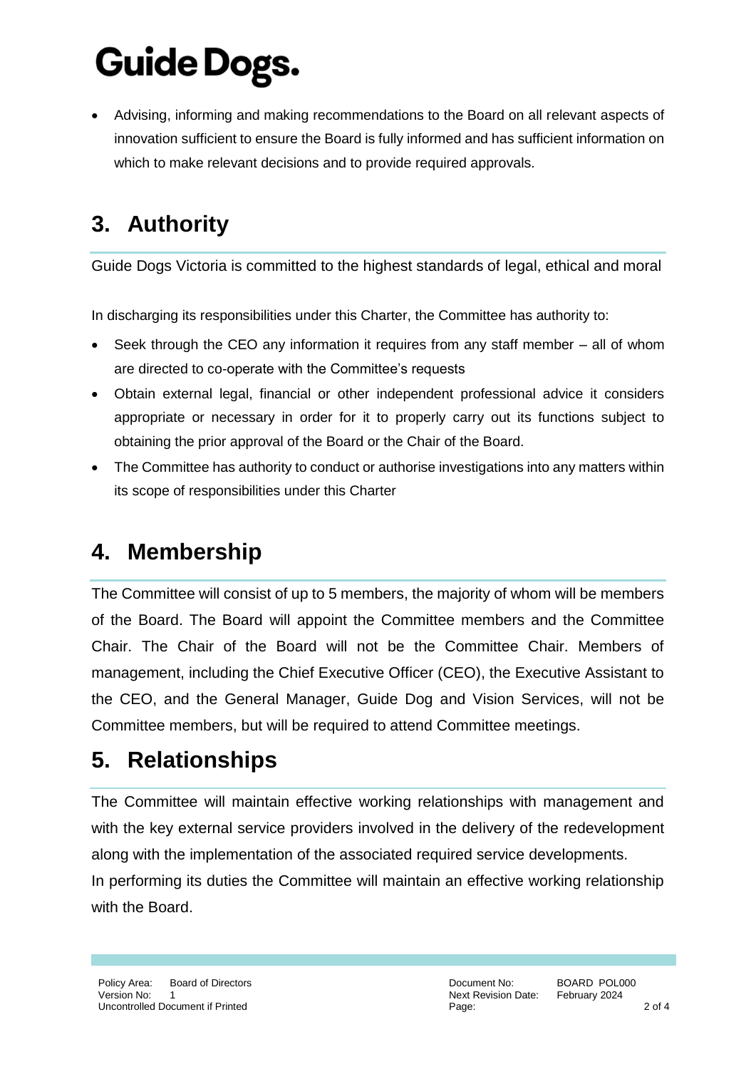- Advising, informing and making recommendations to the Board on all relevant aspects of innovation sufficient to ensure the Board is fully informed and has sufficient information on which to make relevant decisions and to provide required approvals.

## 3. Authority

Guide Dogs Victoria is committed to the highest standards of legal, ethical and moral

In discharging its responsibilities under this Charter, the Committee has authority to:

- Seek through the CEO any information it requires from any staff member – all of whom are directed to co-operate with the Committee's requests
- Obtain external legal, financial or other independent professional advice it considers appropriate or necessary in order for it to properly carry out its functions subject to obtaining the prior approval of the Board or the Chair of the Board.
- The Committee has authority to conduct or authorise investigations into any matters within its scope of responsibilities under this Charter

## 4. Membership

The Committee will consist of up to 5 members, the majority of whom will be members of the Board. The Board will appoint the Committee members and the Committee Chair. The Chair of the Board will not be the Committee Chair. Members of management, including the Chief Executive Officer (CEO), the Executive Assistant to the CEO, and the General Manager, Guide Dog and Vision Services, will not be Committee members, but will be required to attend Committee meetings.

## 5. Relationships

The Committee will maintain effective working relationships with management and with the key external service providers involved in the delivery of the redevelopment along with the implementation of the associated required service developments.
In performing its duties the Committee will maintain an effective working relationship with the Board.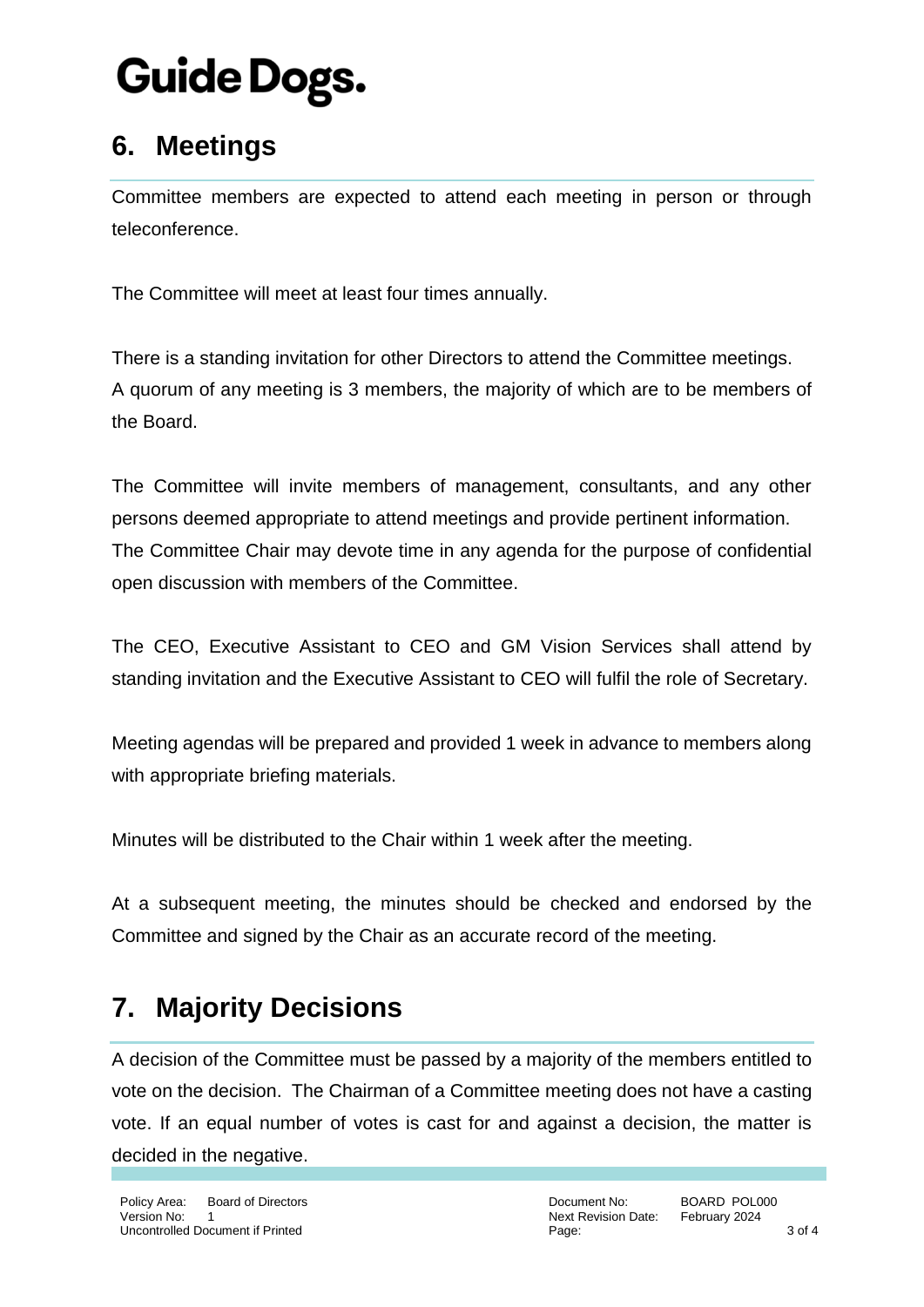## 6. Meetings

Committee members are expected to attend each meeting in person or through teleconference.

The Committee will meet at least four times annually.

There is a standing invitation for other Directors to attend the Committee meetings. A quorum of any meeting is 3 members, the majority of which are to be members of the Board.

The Committee will invite members of management, consultants, and any other persons deemed appropriate to attend meetings and provide pertinent information. The Committee Chair may devote time in any agenda for the purpose of confidential open discussion with members of the Committee.

The CEO, Executive Assistant to CEO and GM Vision Services shall attend by standing invitation and the Executive Assistant to CEO will fulfil the role of Secretary.

Meeting agendas will be prepared and provided 1 week in advance to members along with appropriate briefing materials.

Minutes will be distributed to the Chair within 1 week after the meeting.

At a subsequent meeting, the minutes should be checked and endorsed by the Committee and signed by the Chair as an accurate record of the meeting.

## 7. Majority Decisions

A decision of the Committee must be passed by a majority of the members entitled to vote on the decision. The Chairman of a Committee meeting does not have a casting vote. If an equal number of votes is cast for and against a decision, the matter is decided in the negative.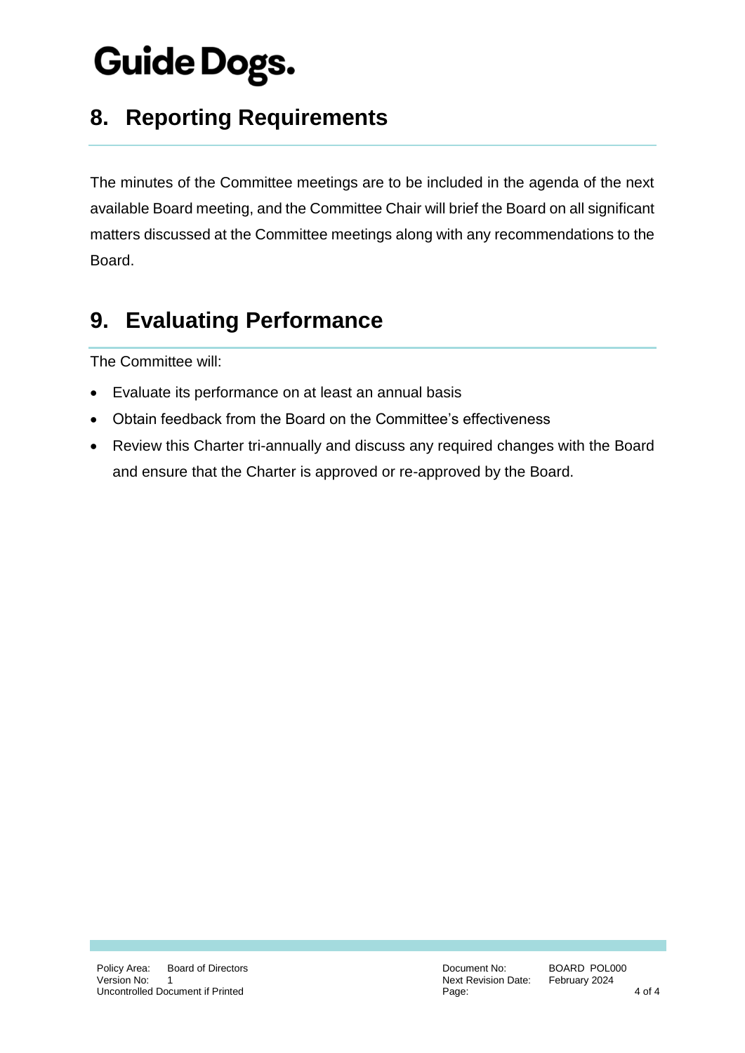## 8. Reporting Requirements

The minutes of the Committee meetings are to be included in the agenda of the next available Board meeting, and the Committee Chair will brief the Board on all significant matters discussed at the Committee meetings along with any recommendations to the Board.

## 9. Evaluating Performance

The Committee will:

- Evaluate its performance on at least an annual basis
- Obtain feedback from the Board on the Committee's effectiveness
- Review this Charter tri-annually and discuss any required changes with the Board and ensure that the Charter is approved or re-approved by the Board.